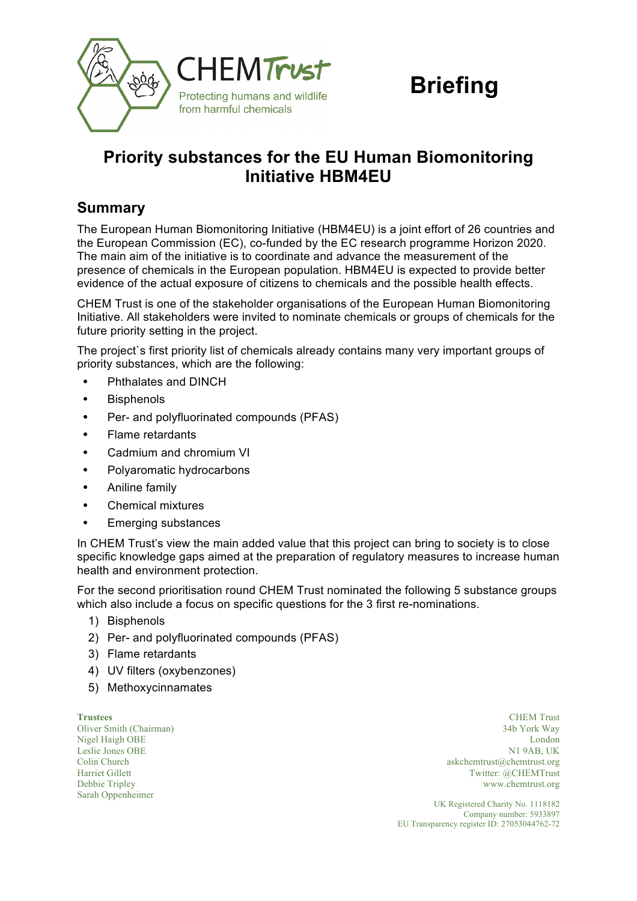CHEM Trust

Protecting humans and wildlife from harmful chemicals

# Briefing

## Priority substances for the EU Human Biomonitoring Initiative HBM4EU

## Summary

The European Human Biomonitoring Initiative (HBM4EU) is a joint effort of 26 countries and the European Commission (EC), co-funded by the EC research programme Horizon 2020. The main aim of the initiative is to coordinate and advance the measurement of the presence of chemicals in the European population. HBM4EU is expected to provide better evidence of the actual exposure of citizens to chemicals and the possible health effects.

CHEM Trust is one of the stakeholder organisations of the European Human Biomonitoring Initiative. All stakeholders were invited to nominate chemicals or groups of chemicals for the future priority setting in the project.

The project`s first priority list of chemicals already contains many very important groups of priority substances, which are the following:

- Phthalates and DINCH
- Bisphenols
- Per- and polyfluorinated compounds (PFAS)
- Flame retardants
- Cadmium and chromium VI
- Polyaromatic hydrocarbons
- Aniline family
- Chemical mixtures
- Emerging substances

In CHEM Trust's view the main added value that this project can bring to society is to close specific knowledge gaps aimed at the preparation of regulatory measures to increase human health and environment protection.

For the second prioritisation round CHEM Trust nominated the following 5 substance groups which also include a focus on specific questions for the 3 first re-nominations.

1) Bisphenols
2) Per- and polyfluorinated compounds (PFAS)
3) Flame retardants
4) UV filters (oxybenzones)
5) Methoxycinnamates

**Trustees**
Oliver Smith (Chairman)
Nigel Haigh OBE
Leslie Jones OBE
Colin Church
Harriet Gillett
Debbie Tripley
Sarah Oppenheimer

CHEM Trust
34b York Way
London
N1 9AB, UK
askchemtrust@chemtrust.org
Twitter: @CHEMTrust
www.chemtrust.org

UK Registered Charity No. 1118182
Company number: 5933897
EU Transparency register ID: 27053044762-72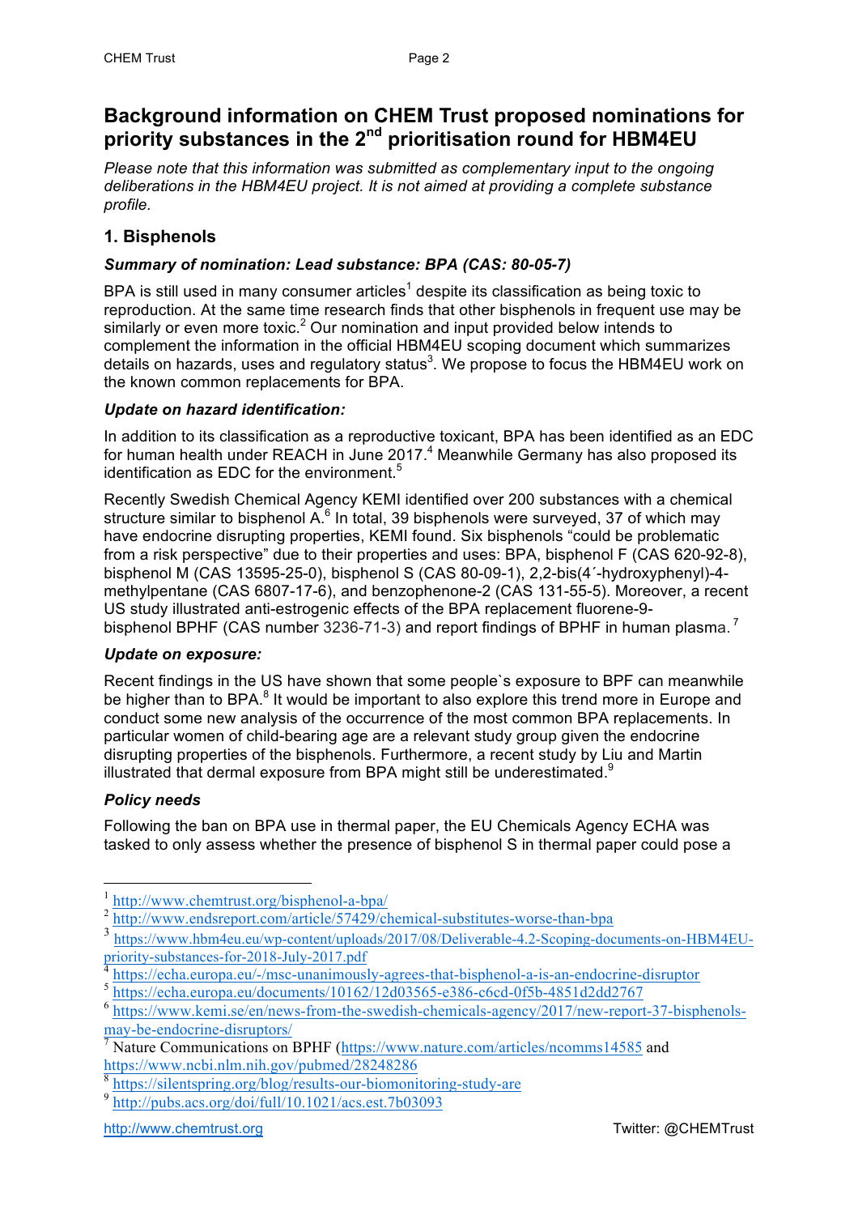# Background information on CHEM Trust proposed nominations for priority substances in the 2nd prioritisation round for HBM4EU

*Please note that this information was submitted as complementary input to the ongoing deliberations in the HBM4EU project. It is not aimed at providing a complete substance profile.*

## 1. Bisphenols

### *Summary of nomination: Lead substance: BPA (CAS: 80-05-7)*

BPA is still used in many consumer articles[1] despite its classification as being toxic to reproduction. At the same time research finds that other bisphenols in frequent use may be similarly or even more toxic.[2] Our nomination and input provided below intends to complement the information in the official HBM4EU scoping document which summarizes details on hazards, uses and regulatory status[3]. We propose to focus the HBM4EU work on the known common replacements for BPA.

### *Update on hazard identification:*

In addition to its classification as a reproductive toxicant, BPA has been identified as an EDC for human health under REACH in June 2017.[4] Meanwhile Germany has also proposed its identification as EDC for the environment.[5]

Recently Swedish Chemical Agency KEMI identified over 200 substances with a chemical structure similar to bisphenol A.[6] In total, 39 bisphenols were surveyed, 37 of which may have endocrine disrupting properties, KEMI found. Six bisphenols "could be problematic from a risk perspective" due to their properties and uses: BPA, bisphenol F (CAS 620-92-8), bisphenol M (CAS 13595-25-0), bisphenol S (CAS 80-09-1), 2,2-bis(4´-hydroxyphenyl)-4-methylpentane (CAS 6807-17-6), and benzophenone-2 (CAS 131-55-5). Moreover, a recent US study illustrated anti-estrogenic effects of the BPA replacement fluorene-9-bisphenol BPHF (CAS number 3236-71-3) and report findings of BPHF in human plasma.[7]

### *Update on exposure:*

Recent findings in the US have shown that some people`s exposure to BPF can meanwhile be higher than to BPA.[8] It would be important to also explore this trend more in Europe and conduct some new analysis of the occurrence of the most common BPA replacements. In particular women of child-bearing age are a relevant study group given the endocrine disrupting properties of the bisphenols. Furthermore, a recent study by Liu and Martin illustrated that dermal exposure from BPA might still be underestimated.[9]

### *Policy needs*

Following the ban on BPA use in thermal paper, the EU Chemicals Agency ECHA was tasked to only assess whether the presence of bisphenol S in thermal paper could pose a

---

[1] http://www.chemtrust.org/bisphenol-a-bpa/

[2] http://www.endsreport.com/article/57429/chemical-substitutes-worse-than-bpa

[3] https://www.hbm4eu.eu/wp-content/uploads/2017/08/Deliverable-4.2-Scoping-documents-on-HBM4EU-priority-substances-for-2018-July-2017.pdf

[4] https://echa.europa.eu/-/msc-unanimously-agrees-that-bisphenol-a-is-an-endocrine-disruptor

[5] https://echa.europa.eu/documents/10162/12d03565-e386-c6cd-0f5b-4851d2dd2767

[6] https://www.kemi.se/en/news-from-the-swedish-chemicals-agency/2017/new-report-37-bisphenols-may-be-endocrine-disruptors/

[7] Nature Communications on BPHF (https://www.nature.com/articles/ncomms14585 and https://www.ncbi.nlm.nih.gov/pubmed/28248286

[8] https://silentspring.org/blog/results-our-biomonitoring-study-are

[9] http://pubs.acs.org/doi/full/10.1021/acs.est.7b03093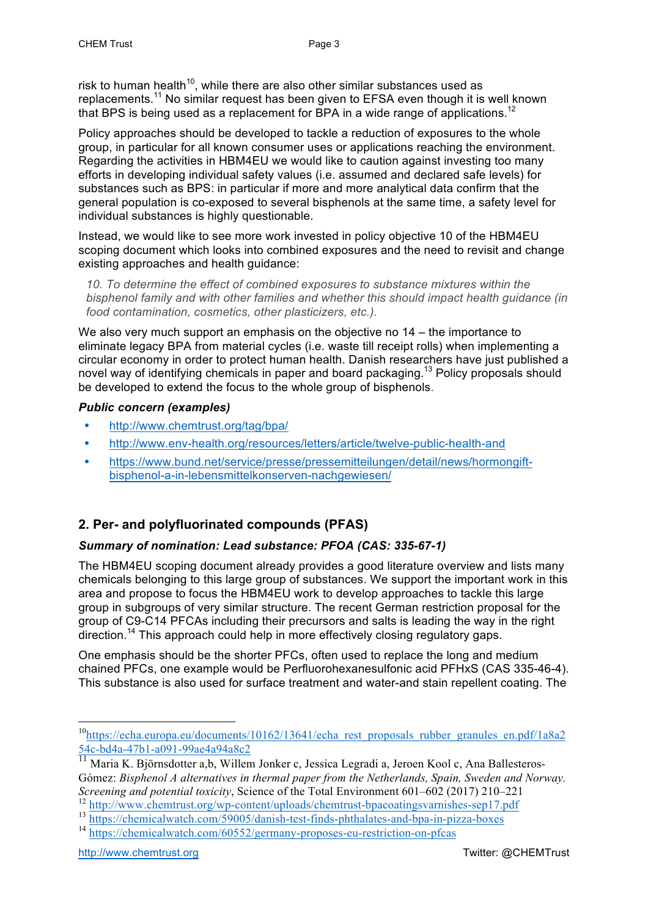risk to human health[10], while there are also other similar substances used as replacements.[11] No similar request has been given to EFSA even though it is well known that BPS is being used as a replacement for BPA in a wide range of applications.[12]

Policy approaches should be developed to tackle a reduction of exposures to the whole group, in particular for all known consumer uses or applications reaching the environment. Regarding the activities in HBM4EU we would like to caution against investing too many efforts in developing individual safety values (i.e. assumed and declared safe levels) for substances such as BPS: in particular if more and more analytical data confirm that the general population is co-exposed to several bisphenols at the same time, a safety level for individual substances is highly questionable.

Instead, we would like to see more work invested in policy objective 10 of the HBM4EU scoping document which looks into combined exposures and the need to revisit and change existing approaches and health guidance:

> *10. To determine the effect of combined exposures to substance mixtures within the bisphenol family and with other families and whether this should impact health guidance (in food contamination, cosmetics, other plasticizers, etc.).*

We also very much support an emphasis on the objective no 14 – the importance to eliminate legacy BPA from material cycles (i.e. waste till receipt rolls) when implementing a circular economy in order to protect human health. Danish researchers have just published a novel way of identifying chemicals in paper and board packaging.[13] Policy proposals should be developed to extend the focus to the whole group of bisphenols.

***Public concern (examples)***

- http://www.chemtrust.org/tag/bpa/
- http://www.env-health.org/resources/letters/article/twelve-public-health-and
- https://www.bund.net/service/presse/pressemitteilungen/detail/news/hormongift-bisphenol-a-in-lebensmittelkonserven-nachgewiesen/

## 2. Per- and polyfluorinated compounds (PFAS)

***Summary of nomination: Lead substance: PFOA (CAS: 335-67-1)***

The HBM4EU scoping document already provides a good literature overview and lists many chemicals belonging to this large group of substances. We support the important work in this area and propose to focus the HBM4EU work to develop approaches to tackle this large group in subgroups of very similar structure. The recent German restriction proposal for the group of C9-C14 PFCAs including their precursors and salts is leading the way in the right direction.[14] This approach could help in more effectively closing regulatory gaps.

One emphasis should be the shorter PFCs, often used to replace the long and medium chained PFCs, one example would be Perfluorohexanesulfonic acid PFHxS (CAS 335-46-4). This substance is also used for surface treatment and water-and stain repellent coating. The

---

[10] https://echa.europa.eu/documents/10162/13641/echa_rest_proposals_rubber_granules_en.pdf/1a8a254c-bd4a-47b1-a091-99ae4a94a8c2

[11] Maria K. Björnsdotter a,b, Willem Jonker c, Jessica Legradi a, Jeroen Kool c, Ana Ballesteros-Gómez: *Bisphenol A alternatives in thermal paper from the Netherlands, Spain, Sweden and Norway. Screening and potential toxicity*, Science of the Total Environment 601–602 (2017) 210–221

[12] http://www.chemtrust.org/wp-content/uploads/chemtrust-bpacoatingsvarnishes-sep17.pdf

[13] https://chemicalwatch.com/59005/danish-test-finds-phthalates-and-bpa-in-pizza-boxes

[14] https://chemicalwatch.com/60552/germany-proposes-eu-restriction-on-pfcas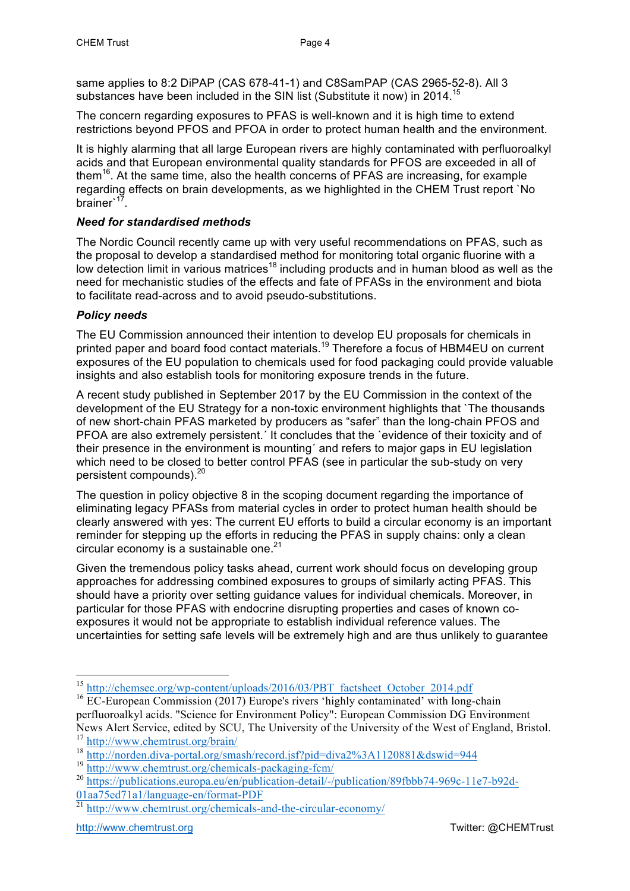same applies to 8:2 DiPAP (CAS 678-41-1) and C8SamPAP (CAS 2965-52-8). All 3 substances have been included in the SIN list (Substitute it now) in 2014.[15]

The concern regarding exposures to PFAS is well-known and it is high time to extend restrictions beyond PFOS and PFOA in order to protect human health and the environment.

It is highly alarming that all large European rivers are highly contaminated with perfluoroalkyl acids and that European environmental quality standards for PFOS are exceeded in all of them[16]. At the same time, also the health concerns of PFAS are increasing, for example regarding effects on brain developments, as we highlighted in the CHEM Trust report `No brainer`[17].

***Need for standardised methods***

The Nordic Council recently came up with very useful recommendations on PFAS, such as the proposal to develop a standardised method for monitoring total organic fluorine with a low detection limit in various matrices[18] including products and in human blood as well as the need for mechanistic studies of the effects and fate of PFASs in the environment and biota to facilitate read-across and to avoid pseudo-substitutions.

***Policy needs***

The EU Commission announced their intention to develop EU proposals for chemicals in printed paper and board food contact materials.[19] Therefore a focus of HBM4EU on current exposures of the EU population to chemicals used for food packaging could provide valuable insights and also establish tools for monitoring exposure trends in the future.

A recent study published in September 2017 by the EU Commission in the context of the development of the EU Strategy for a non-toxic environment highlights that `The thousands of new short-chain PFAS marketed by producers as "safer" than the long-chain PFOS and PFOA are also extremely persistent.´ It concludes that the `evidence of their toxicity and of their presence in the environment is mounting´ and refers to major gaps in EU legislation which need to be closed to better control PFAS (see in particular the sub-study on very persistent compounds).[20]

The question in policy objective 8 in the scoping document regarding the importance of eliminating legacy PFASs from material cycles in order to protect human health should be clearly answered with yes: The current EU efforts to build a circular economy is an important reminder for stepping up the efforts in reducing the PFAS in supply chains: only a clean circular economy is a sustainable one.[21]

Given the tremendous policy tasks ahead, current work should focus on developing group approaches for addressing combined exposures to groups of similarly acting PFAS. This should have a priority over setting guidance values for individual chemicals. Moreover, in particular for those PFAS with endocrine disrupting properties and cases of known co-exposures it would not be appropriate to establish individual reference values. The uncertainties for setting safe levels will be extremely high and are thus unlikely to guarantee

---

[15] http://chemsec.org/wp-content/uploads/2016/03/PBT_factsheet_October_2014.pdf

[16] EC-European Commission (2017) Europe's rivers 'highly contaminated' with long-chain perfluoroalkyl acids. "Science for Environment Policy": European Commission DG Environment News Alert Service, edited by SCU, The University of the University of the West of England, Bristol.

[17] http://www.chemtrust.org/brain/

[18] http://norden.diva-portal.org/smash/record.jsf?pid=diva2%3A1120881&dswid=944

[19] http://www.chemtrust.org/chemicals-packaging-fcm/

[20] https://publications.europa.eu/en/publication-detail/-/publication/89fbbb74-969c-11e7-b92d-01aa75ed71a1/language-en/format-PDF

[21] http://www.chemtrust.org/chemicals-and-the-circular-economy/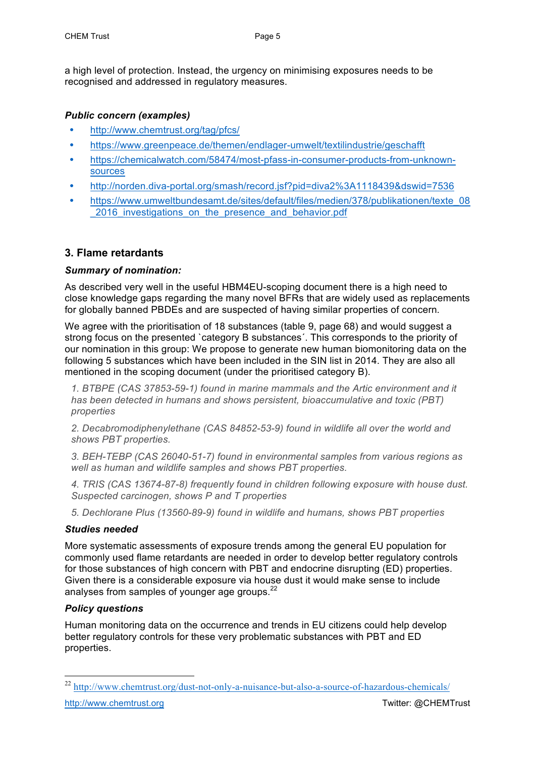a high level of protection. Instead, the urgency on minimising exposures needs to be recognised and addressed in regulatory measures.

***Public concern (examples)***

- http://www.chemtrust.org/tag/pfcs/
- https://www.greenpeace.de/themen/endlager-umwelt/textilindustrie/geschafft
- https://chemicalwatch.com/58474/most-pfass-in-consumer-products-from-unknown-sources
- http://norden.diva-portal.org/smash/record.jsf?pid=diva2%3A1118439&dswid=7536
- https://www.umweltbundesamt.de/sites/default/files/medien/378/publikationen/texte_08_2016_investigations_on_the_presence_and_behavior.pdf

## 3. Flame retardants

***Summary of nomination:***

As described very well in the useful HBM4EU-scoping document there is a high need to close knowledge gaps regarding the many novel BFRs that are widely used as replacements for globally banned PBDEs and are suspected of having similar properties of concern.

We agree with the prioritisation of 18 substances (table 9, page 68) and would suggest a strong focus on the presented `category B substances´. This corresponds to the priority of our nomination in this group: We propose to generate new human biomonitoring data on the following 5 substances which have been included in the SIN list in 2014. They are also all mentioned in the scoping document (under the prioritised category B).

*1. BTBPE (CAS 37853-59-1) found in marine mammals and the Artic environment and it has been detected in humans and shows persistent, bioaccumulative and toxic (PBT) properties*

*2. Decabromodiphenylethane (CAS 84852-53-9) found in wildlife all over the world and shows PBT properties.*

*3. BEH-TEBP (CAS 26040-51-7) found in environmental samples from various regions as well as human and wildlife samples and shows PBT properties.*

*4. TRIS (CAS 13674-87-8) frequently found in children following exposure with house dust. Suspected carcinogen, shows P and T properties*

*5. Dechlorane Plus (13560-89-9) found in wildlife and humans, shows PBT properties*

***Studies needed***

More systematic assessments of exposure trends among the general EU population for commonly used flame retardants are needed in order to develop better regulatory controls for those substances of high concern with PBT and endocrine disrupting (ED) properties. Given there is a considerable exposure via house dust it would make sense to include analyses from samples of younger age groups.[22]

***Policy questions***

Human monitoring data on the occurrence and trends in EU citizens could help develop better regulatory controls for these very problematic substances with PBT and ED properties.

[22] http://www.chemtrust.org/dust-not-only-a-nuisance-but-also-a-source-of-hazardous-chemicals/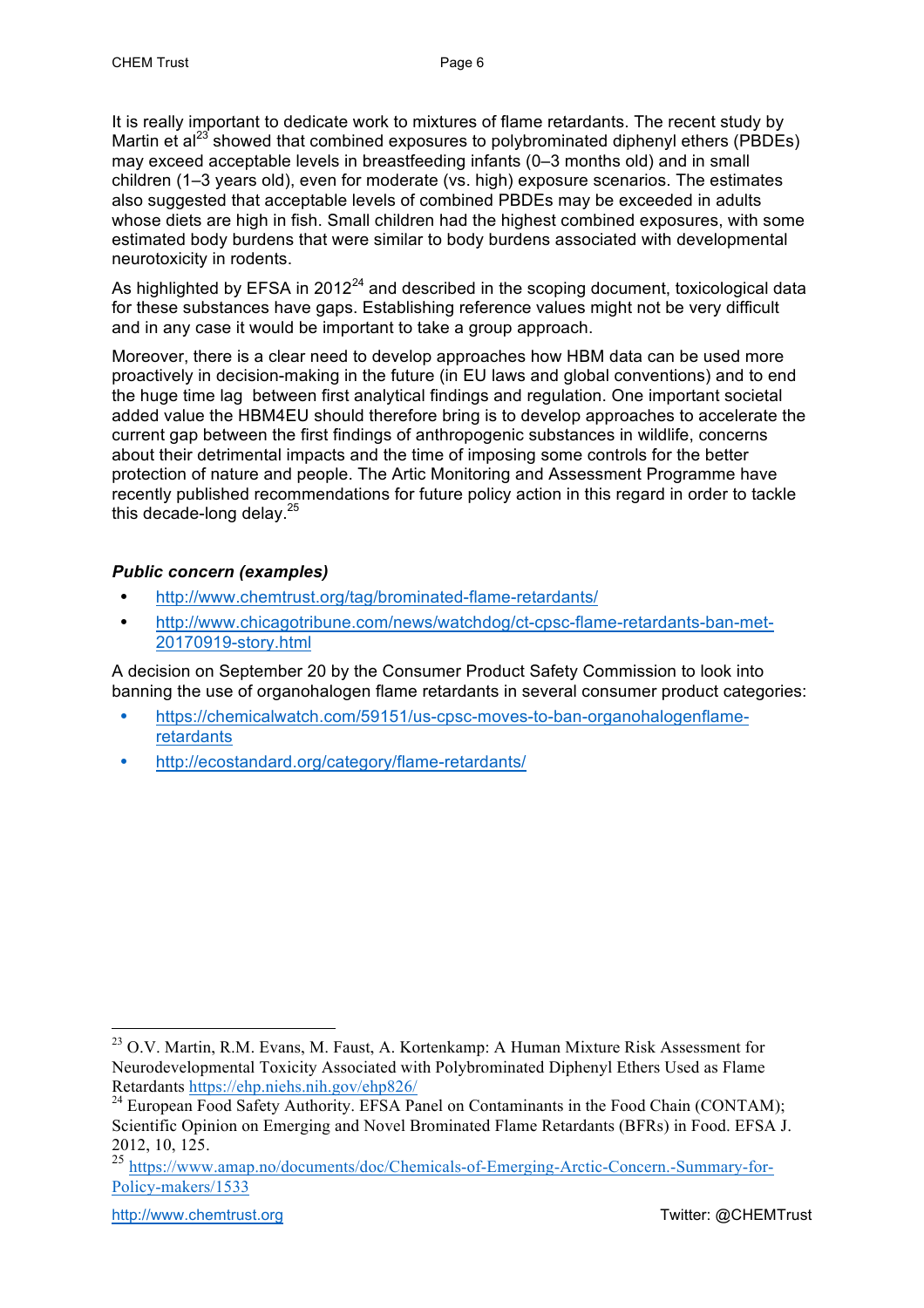It is really important to dedicate work to mixtures of flame retardants. The recent study by Martin et al[23] showed that combined exposures to polybrominated diphenyl ethers (PBDEs) may exceed acceptable levels in breastfeeding infants (0–3 months old) and in small children (1–3 years old), even for moderate (vs. high) exposure scenarios. The estimates also suggested that acceptable levels of combined PBDEs may be exceeded in adults whose diets are high in fish. Small children had the highest combined exposures, with some estimated body burdens that were similar to body burdens associated with developmental neurotoxicity in rodents.

As highlighted by EFSA in 2012[24] and described in the scoping document, toxicological data for these substances have gaps. Establishing reference values might not be very difficult and in any case it would be important to take a group approach.

Moreover, there is a clear need to develop approaches how HBM data can be used more proactively in decision-making in the future (in EU laws and global conventions) and to end the huge time lag between first analytical findings and regulation. One important societal added value the HBM4EU should therefore bring is to develop approaches to accelerate the current gap between the first findings of anthropogenic substances in wildlife, concerns about their detrimental impacts and the time of imposing some controls for the better protection of nature and people. The Artic Monitoring and Assessment Programme have recently published recommendations for future policy action in this regard in order to tackle this decade-long delay.[25]

***Public concern (examples)***

- http://www.chemtrust.org/tag/brominated-flame-retardants/
- http://www.chicagotribune.com/news/watchdog/ct-cpsc-flame-retardants-ban-met-20170919-story.html

A decision on September 20 by the Consumer Product Safety Commission to look into banning the use of organohalogen flame retardants in several consumer product categories:

- https://chemicalwatch.com/59151/us-cpsc-moves-to-ban-organohalogenflame-retardants
- http://ecostandard.org/category/flame-retardants/

---

[23] O.V. Martin, R.M. Evans, M. Faust, A. Kortenkamp: A Human Mixture Risk Assessment for Neurodevelopmental Toxicity Associated with Polybrominated Diphenyl Ethers Used as Flame Retardants https://ehp.niehs.nih.gov/ehp826/

[24] European Food Safety Authority. EFSA Panel on Contaminants in the Food Chain (CONTAM); Scientific Opinion on Emerging and Novel Brominated Flame Retardants (BFRs) in Food. EFSA J. 2012, 10, 125.

[25] https://www.amap.no/documents/doc/Chemicals-of-Emerging-Arctic-Concern.-Summary-for-Policy-makers/1533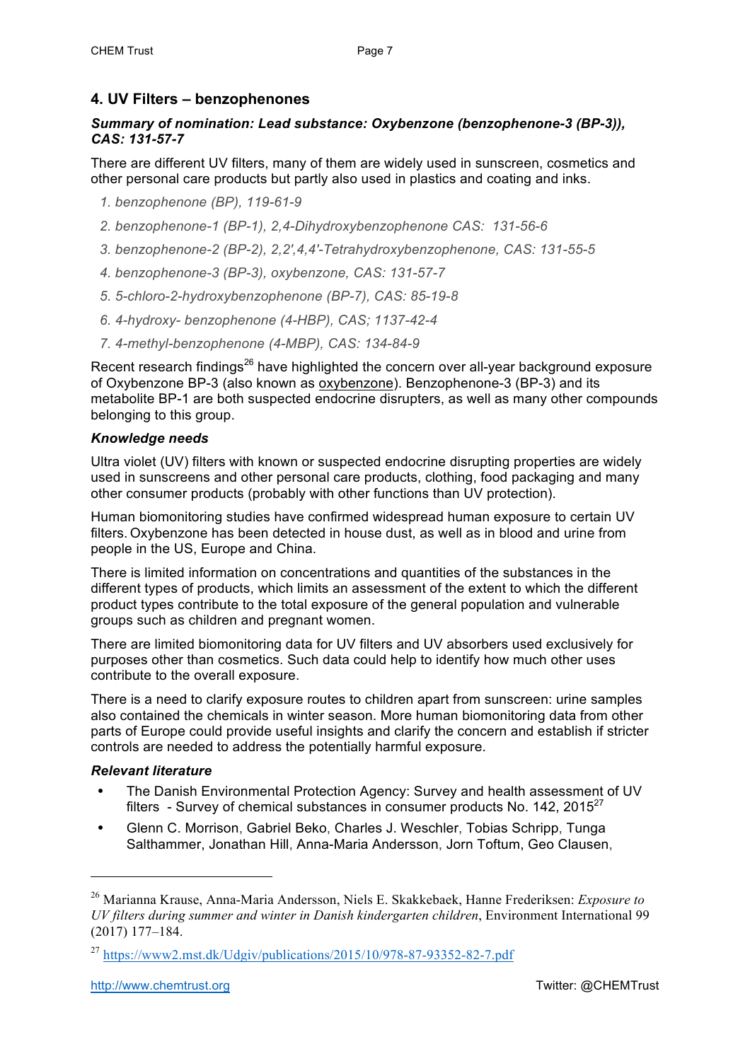## 4. UV Filters – benzophenones

### *Summary of nomination: Lead substance: Oxybenzone (benzophenone-3 (BP-3)), CAS: 131-57-7*

There are different UV filters, many of them are widely used in sunscreen, cosmetics and other personal care products but partly also used in plastics and coating and inks.

1. *benzophenone (BP), 119-61-9*
2. *benzophenone-1 (BP-1), 2,4-Dihydroxybenzophenone CAS: 131-56-6*
3. *benzophenone-2 (BP-2), 2,2',4,4'-Tetrahydroxybenzophenone, CAS: 131-55-5*
4. *benzophenone-3 (BP-3), oxybenzone, CAS: 131-57-7*
5. *5-chloro-2-hydroxybenzophenone (BP-7), CAS: 85-19-8*
6. *4-hydroxy- benzophenone (4-HBP), CAS; 1137-42-4*
7. *4-methyl-benzophenone (4-MBP), CAS: 134-84-9*

Recent research findings[26] have highlighted the concern over all-year background exposure of Oxybenzone BP-3 (also known as oxybenzone). Benzophenone-3 (BP-3) and its metabolite BP-1 are both suspected endocrine disrupters, as well as many other compounds belonging to this group.

### *Knowledge needs*

Ultra violet (UV) filters with known or suspected endocrine disrupting properties are widely used in sunscreens and other personal care products, clothing, food packaging and many other consumer products (probably with other functions than UV protection).

Human biomonitoring studies have confirmed widespread human exposure to certain UV filters. Oxybenzone has been detected in house dust, as well as in blood and urine from people in the US, Europe and China.

There is limited information on concentrations and quantities of the substances in the different types of products, which limits an assessment of the extent to which the different product types contribute to the total exposure of the general population and vulnerable groups such as children and pregnant women.

There are limited biomonitoring data for UV filters and UV absorbers used exclusively for purposes other than cosmetics. Such data could help to identify how much other uses contribute to the overall exposure.

There is a need to clarify exposure routes to children apart from sunscreen: urine samples also contained the chemicals in winter season. More human biomonitoring data from other parts of Europe could provide useful insights and clarify the concern and establish if stricter controls are needed to address the potentially harmful exposure.

### *Relevant literature*

- The Danish Environmental Protection Agency: Survey and health assessment of UV filters - Survey of chemical substances in consumer products No. 142, 2015[27]
- Glenn C. Morrison, Gabriel Beko, Charles J. Weschler, Tobias Schripp, Tunga Salthammer, Jonathan Hill, Anna-Maria Andersson, Jorn Toftum, Geo Clausen,

---

[26] Marianna Krause, Anna-Maria Andersson, Niels E. Skakkebaek, Hanne Frederiksen: *Exposure to UV filters during summer and winter in Danish kindergarten children*, Environment International 99 (2017) 177–184.

[27] https://www2.mst.dk/Udgiv/publications/2015/10/978-87-93352-82-7.pdf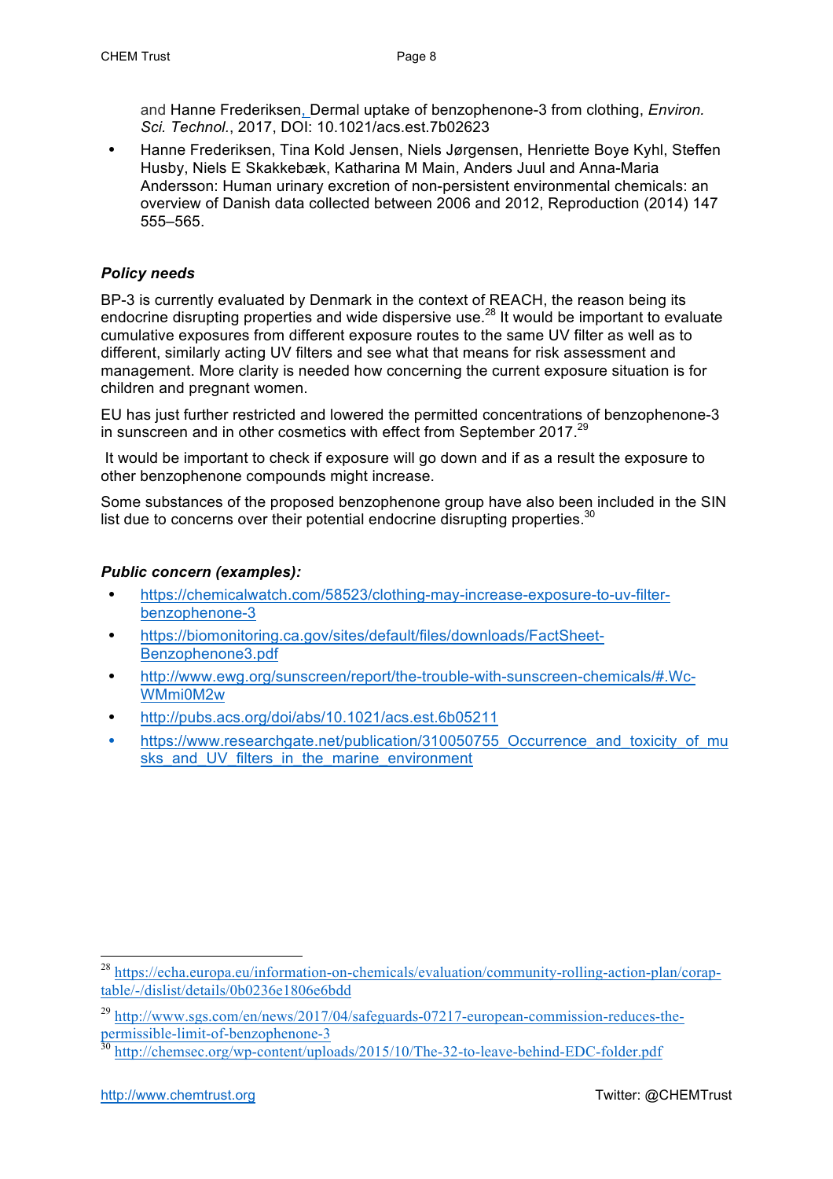and Hanne Frederiksen, Dermal uptake of benzophenone-3 from clothing, *Environ. Sci. Technol.*, 2017, DOI: 10.1021/acs.est.7b02623

- Hanne Frederiksen, Tina Kold Jensen, Niels Jørgensen, Henriette Boye Kyhl, Steffen Husby, Niels E Skakkebæk, Katharina M Main, Anders Juul and Anna-Maria Andersson: Human urinary excretion of non-persistent environmental chemicals: an overview of Danish data collected between 2006 and 2012, Reproduction (2014) 147 555–565.

***Policy needs***

BP-3 is currently evaluated by Denmark in the context of REACH, the reason being its endocrine disrupting properties and wide dispersive use.[28] It would be important to evaluate cumulative exposures from different exposure routes to the same UV filter as well as to different, similarly acting UV filters and see what that means for risk assessment and management. More clarity is needed how concerning the current exposure situation is for children and pregnant women.

EU has just further restricted and lowered the permitted concentrations of benzophenone-3 in sunscreen and in other cosmetics with effect from September 2017.[29]

It would be important to check if exposure will go down and if as a result the exposure to other benzophenone compounds might increase.

Some substances of the proposed benzophenone group have also been included in the SIN list due to concerns over their potential endocrine disrupting properties.[30]

***Public concern (examples):***

- https://chemicalwatch.com/58523/clothing-may-increase-exposure-to-uv-filter-benzophenone-3
- https://biomonitoring.ca.gov/sites/default/files/downloads/FactSheet-Benzophenone3.pdf
- http://www.ewg.org/sunscreen/report/the-trouble-with-sunscreen-chemicals/#.Wc-WMmi0M2w
- http://pubs.acs.org/doi/abs/10.1021/acs.est.6b05211
- https://www.researchgate.net/publication/310050755_Occurrence_and_toxicity_of_musks_and_UV_filters_in_the_marine_environment

---

[28] https://echa.europa.eu/information-on-chemicals/evaluation/community-rolling-action-plan/corap-table/-/dislist/details/0b0236e1806e6bdd

[29] http://www.sgs.com/en/news/2017/04/safeguards-07217-european-commission-reduces-the-permissible-limit-of-benzophenone-3

[30] http://chemsec.org/wp-content/uploads/2015/10/The-32-to-leave-behind-EDC-folder.pdf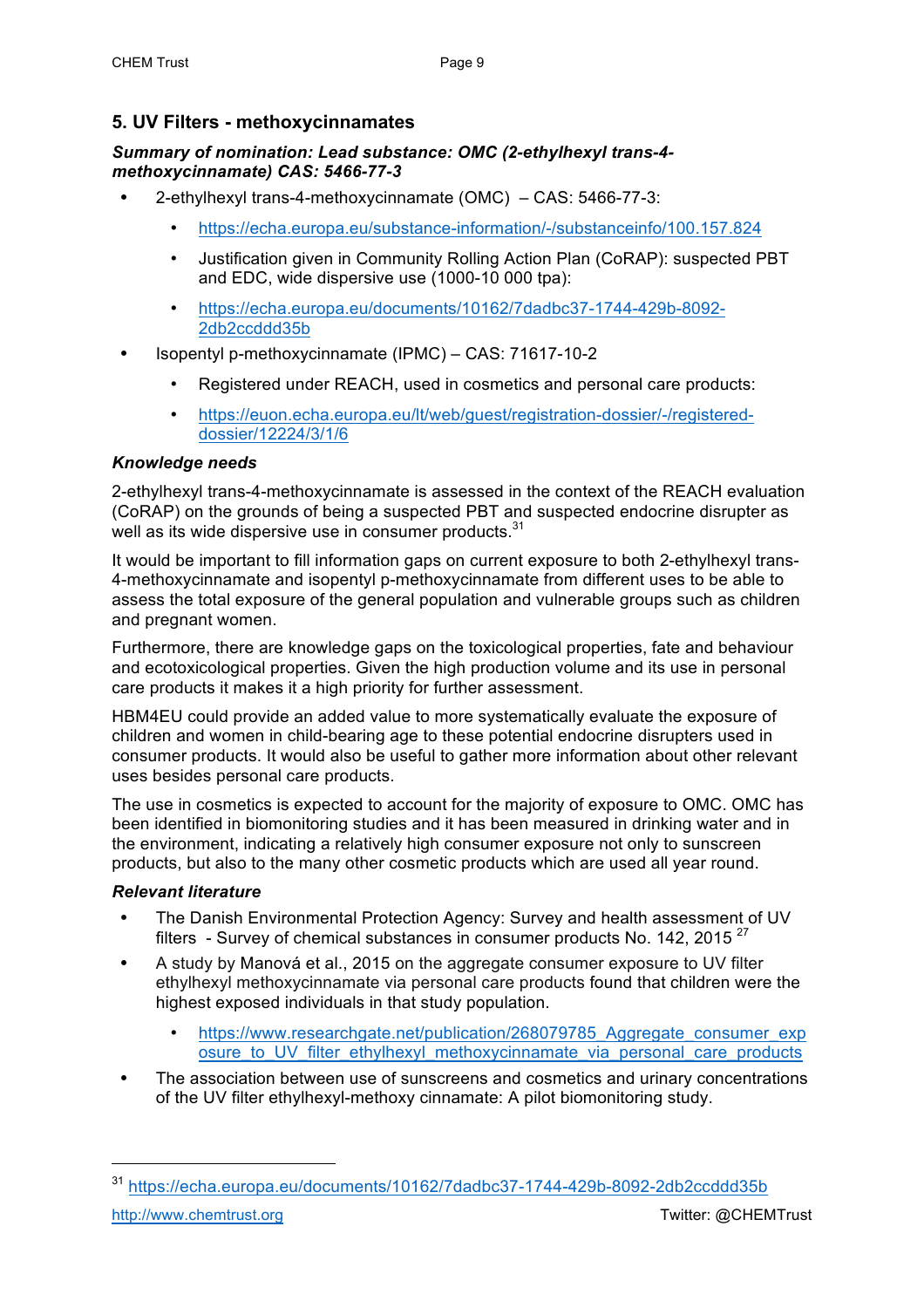## 5. UV Filters - methoxycinnamates

***Summary of nomination: Lead substance: OMC (2-ethylhexyl trans-4-methoxycinnamate) CAS: 5466-77-3***

- 2-ethylhexyl trans-4-methoxycinnamate (OMC) – CAS: 5466-77-3:
  - https://echa.europa.eu/substance-information/-/substanceinfo/100.157.824
  - Justification given in Community Rolling Action Plan (CoRAP): suspected PBT and EDC, wide dispersive use (1000-10 000 tpa):
  - https://echa.europa.eu/documents/10162/7dadbc37-1744-429b-8092-2db2ccddd35b
- Isopentyl p-methoxycinnamate (IPMC) – CAS: 71617-10-2
  - Registered under REACH, used in cosmetics and personal care products:
  - https://euon.echa.europa.eu/lt/web/guest/registration-dossier/-/registered-dossier/12224/3/1/6

***Knowledge needs***

2-ethylhexyl trans-4-methoxycinnamate is assessed in the context of the REACH evaluation (CoRAP) on the grounds of being a suspected PBT and suspected endocrine disrupter as well as its wide dispersive use in consumer products.[31]

It would be important to fill information gaps on current exposure to both 2-ethylhexyl trans-4-methoxycinnamate and isopentyl p-methoxycinnamate from different uses to be able to assess the total exposure of the general population and vulnerable groups such as children and pregnant women.

Furthermore, there are knowledge gaps on the toxicological properties, fate and behaviour and ecotoxicological properties. Given the high production volume and its use in personal care products it makes it a high priority for further assessment.

HBM4EU could provide an added value to more systematically evaluate the exposure of children and women in child-bearing age to these potential endocrine disrupters used in consumer products. It would also be useful to gather more information about other relevant uses besides personal care products.

The use in cosmetics is expected to account for the majority of exposure to OMC. OMC has been identified in biomonitoring studies and it has been measured in drinking water and in the environment, indicating a relatively high consumer exposure not only to sunscreen products, but also to the many other cosmetic products which are used all year round.

***Relevant literature***

- The Danish Environmental Protection Agency: Survey and health assessment of UV filters - Survey of chemical substances in consumer products No. 142, 2015 [27]
- A study by Manová et al., 2015 on the aggregate consumer exposure to UV filter ethylhexyl methoxycinnamate via personal care products found that children were the highest exposed individuals in that study population.
  - https://www.researchgate.net/publication/268079785_Aggregate_consumer_exposure_to_UV_filter_ethylhexyl_methoxycinnamate_via_personal_care_products
- The association between use of sunscreens and cosmetics and urinary concentrations of the UV filter ethylhexyl-methoxy cinnamate: A pilot biomonitoring study.

---

[31] https://echa.europa.eu/documents/10162/7dadbc37-1744-429b-8092-2db2ccddd35b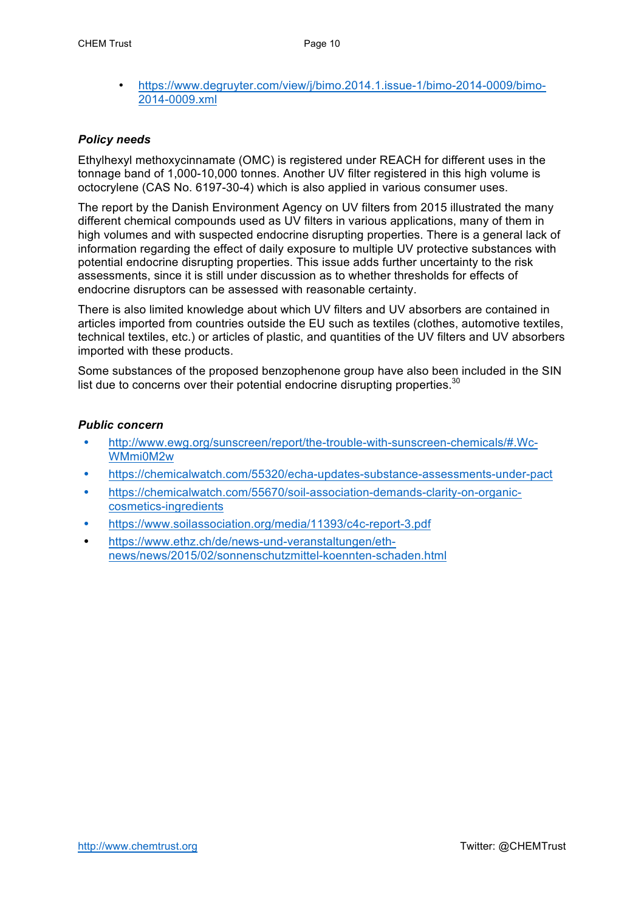- https://www.degruyter.com/view/j/bimo.2014.1.issue-1/bimo-2014-0009/bimo-2014-0009.xml

### *Policy needs*

Ethylhexyl methoxycinnamate (OMC) is registered under REACH for different uses in the tonnage band of 1,000-10,000 tonnes. Another UV filter registered in this high volume is octocrylene (CAS No. 6197-30-4) which is also applied in various consumer uses.

The report by the Danish Environment Agency on UV filters from 2015 illustrated the many different chemical compounds used as UV filters in various applications, many of them in high volumes and with suspected endocrine disrupting properties. There is a general lack of information regarding the effect of daily exposure to multiple UV protective substances with potential endocrine disrupting properties. This issue adds further uncertainty to the risk assessments, since it is still under discussion as to whether thresholds for effects of endocrine disruptors can be assessed with reasonable certainty.

There is also limited knowledge about which UV filters and UV absorbers are contained in articles imported from countries outside the EU such as textiles (clothes, automotive textiles, technical textiles, etc.) or articles of plastic, and quantities of the UV filters and UV absorbers imported with these products.

Some substances of the proposed benzophenone group have also been included in the SIN list due to concerns over their potential endocrine disrupting properties.[30]

### *Public concern*

- http://www.ewg.org/sunscreen/report/the-trouble-with-sunscreen-chemicals/#.Wc-WMmi0M2w
- https://chemicalwatch.com/55320/echa-updates-substance-assessments-under-pact
- https://chemicalwatch.com/55670/soil-association-demands-clarity-on-organic-cosmetics-ingredients
- https://www.soilassociation.org/media/11393/c4c-report-3.pdf
- https://www.ethz.ch/de/news-und-veranstaltungen/eth-news/news/2015/02/sonnenschutzmittel-koennten-schaden.html